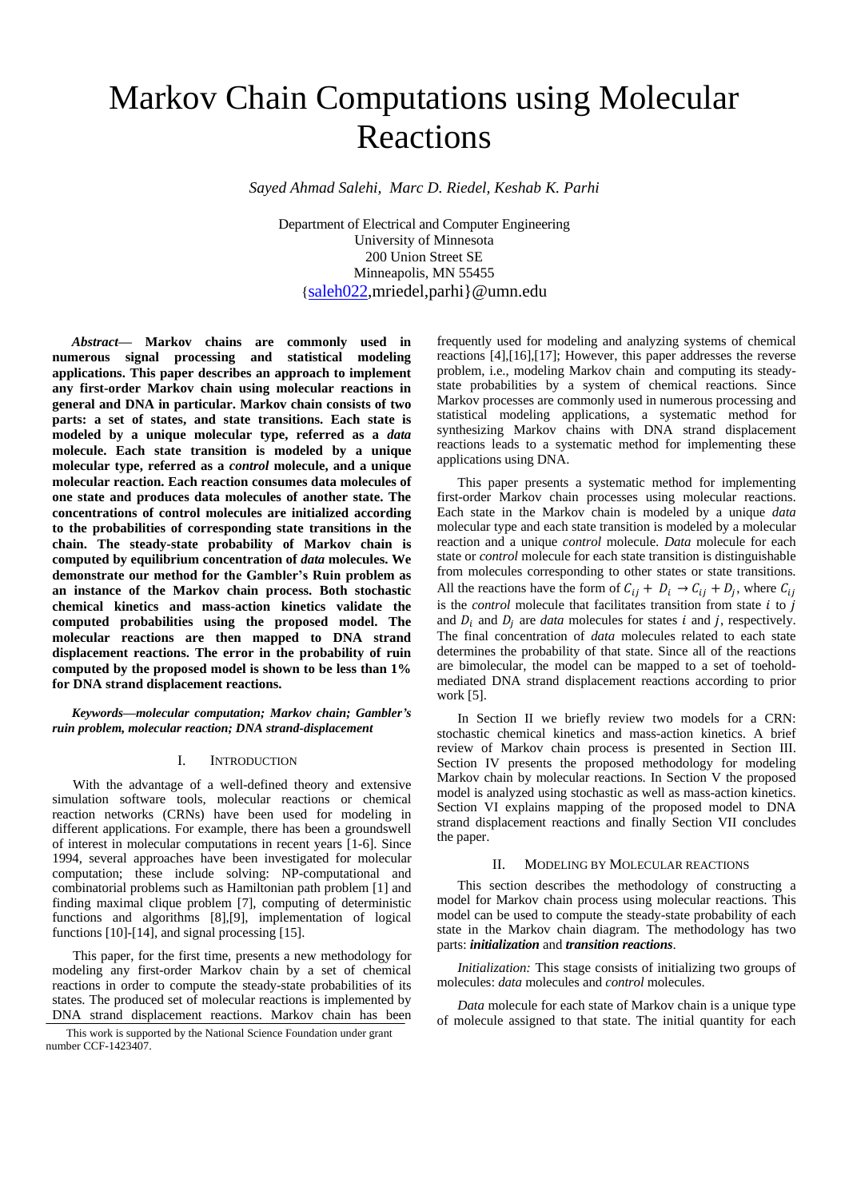# Markov Chain Computations using Molecular Reactions

*Sayed Ahmad Salehi, Marc D. Riedel, Keshab K. Parhi*

Department of Electrical and Computer Engineering
University of Minnesota
200 Union Street SE
Minneapolis, MN 55455
{saleh022,mriedel,parhi}@umn.edu

***Abstract*— Markov chains are commonly used in numerous signal processing and statistical modeling applications. This paper describes an approach to implement any first-order Markov chain using molecular reactions in general and DNA in particular. Markov chain consists of two parts: a set of states, and state transitions. Each state is modeled by a unique molecular type, referred as a *data* molecule. Each state transition is modeled by a unique molecular type, referred as a *control* molecule, and a unique molecular reaction. Each reaction consumes data molecules of one state and produces data molecules of another state. The concentrations of control molecules are initialized according to the probabilities of corresponding state transitions in the chain. The steady-state probability of Markov chain is computed by equilibrium concentration of *data* molecules. We demonstrate our method for the Gambler's Ruin problem as an instance of the Markov chain process. Both stochastic chemical kinetics and mass-action kinetics validate the computed probabilities using the proposed model. The molecular reactions are then mapped to DNA strand displacement reactions. The error in the probability of ruin computed by the proposed model is shown to be less than 1% for DNA strand displacement reactions.**

***Keywords—molecular computation; Markov chain; Gambler's ruin problem, molecular reaction; DNA strand-displacement***

## I. Introduction

With the advantage of a well-defined theory and extensive simulation software tools, molecular reactions or chemical reaction networks (CRNs) have been used for modeling in different applications. For example, there has been a groundswell of interest in molecular computations in recent years [1-6]. Since 1994, several approaches have been investigated for molecular computation; these include solving: NP-computational and combinatorial problems such as Hamiltonian path problem [1] and finding maximal clique problem [7], computing of deterministic functions and algorithms [8],[9], implementation of logical functions [10]-[14], and signal processing [15].

This paper, for the first time, presents a new methodology for modeling any first-order Markov chain by a set of chemical reactions in order to compute the steady-state probabilities of its states. The produced set of molecular reactions is implemented by DNA strand displacement reactions. Markov chain has been frequently used for modeling and analyzing systems of chemical reactions [4],[16],[17]; However, this paper addresses the reverse problem, i.e., modeling Markov chain and computing its steady-state probabilities by a system of chemical reactions. Since Markov processes are commonly used in numerous processing and statistical modeling applications, a systematic method for synthesizing Markov chains with DNA strand displacement reactions leads to a systematic method for implementing these applications using DNA.

This paper presents a systematic method for implementing first-order Markov chain processes using molecular reactions. Each state in the Markov chain is modeled by a unique *data* molecular type and each state transition is modeled by a molecular reaction and a unique *control* molecule. *Data* molecule for each state or *control* molecule for each state transition is distinguishable from molecules corresponding to other states or state transitions. All the reactions have the form of $C_{ij} + D_i \rightarrow C_{ij} + D_j$, where $C_{ij}$ is the *control* molecule that facilitates transition from state $i$ to $j$ and $D_i$ and $D_j$ are *data* molecules for states $i$ and $j$, respectively. The final concentration of *data* molecules related to each state determines the probability of that state. Since all of the reactions are bimolecular, the model can be mapped to a set of toehold-mediated DNA strand displacement reactions according to prior work [5].

In Section II we briefly review two models for a CRN: stochastic chemical kinetics and mass-action kinetics. A brief review of Markov chain process is presented in Section III. Section IV presents the proposed methodology for modeling Markov chain by molecular reactions. In Section V the proposed model is analyzed using stochastic as well as mass-action kinetics. Section VI explains mapping of the proposed model to DNA strand displacement reactions and finally Section VII concludes the paper.

## II. Modeling by Molecular Reactions

This section describes the methodology of constructing a model for Markov chain process using molecular reactions. This model can be used to compute the steady-state probability of each state in the Markov chain diagram. The methodology has two parts: ***initialization*** and ***transition reactions***.

*Initialization:* This stage consists of initializing two groups of molecules: *data* molecules and *control* molecules.

*Data* molecule for each state of Markov chain is a unique type of molecule assigned to that state. The initial quantity for each

This work is supported by the National Science Foundation under grant number CCF-1423407.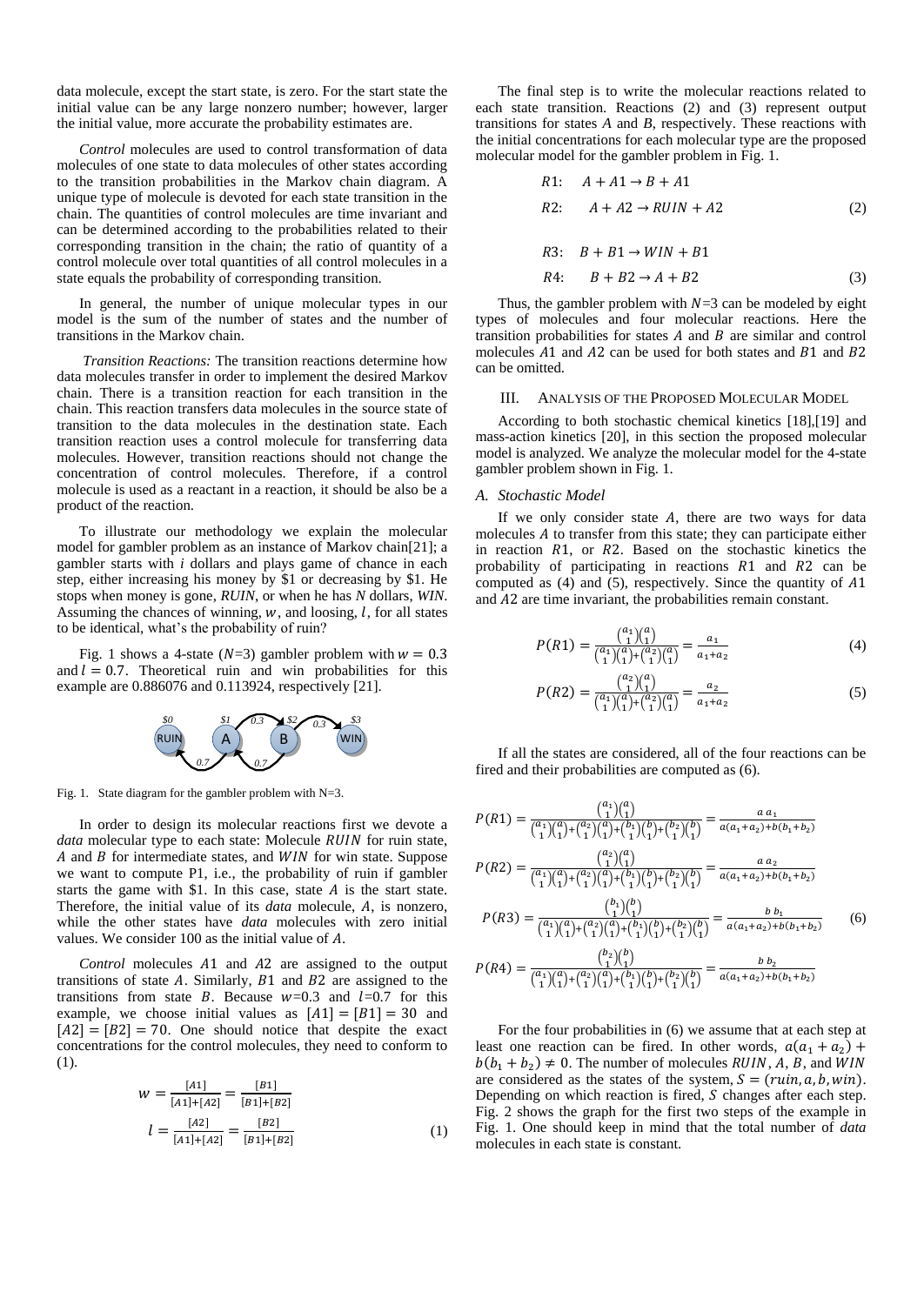data molecule, except the start state, is zero. For the start state the initial value can be any large nonzero number; however, larger the initial value, more accurate the probability estimates are.

*Control* molecules are used to control transformation of data molecules of one state to data molecules of other states according to the transition probabilities in the Markov chain diagram. A unique type of molecule is devoted for each state transition in the chain. The quantities of control molecules are time invariant and can be determined according to the probabilities related to their corresponding transition in the chain; the ratio of quantity of a control molecule over total quantities of all control molecules in a state equals the probability of corresponding transition.

In general, the number of unique molecular types in our model is the sum of the number of states and the number of transitions in the Markov chain.

*Transition Reactions:* The transition reactions determine how data molecules transfer in order to implement the desired Markov chain. There is a transition reaction for each transition in the chain. This reaction transfers data molecules in the source state of transition to the data molecules in the destination state. Each transition reaction uses a control molecule for transferring data molecules. However, transition reactions should not change the concentration of control molecules. Therefore, if a control molecule is used as a reactant in a reaction, it should be also be a product of the reaction.

To illustrate our methodology we explain the molecular model for gambler problem as an instance of Markov chain[21]; a gambler starts with $i$ dollars and plays game of chance in each step, either increasing his money by \$1 or decreasing by \$1. He stops when money is gone, *RUIN*, or when he has $N$ dollars, *WIN*. Assuming the chances of winning, $w$, and loosing, $l$, for all states to be identical, what's the probability of ruin?

Fig. 1 shows a 4-state ($N$=3) gambler problem with $w = 0.3$ and $l = 0.7$. Theoretical ruin and win probabilities for this example are 0.886076 and 0.113924, respectively [21].

Fig. 1. State diagram for the gambler problem with N=3.

In order to design its molecular reactions first we devote a *data* molecular type to each state: Molecule $RUIN$ for ruin state, $A$ and $B$ for intermediate states, and $WIN$ for win state. Suppose we want to compute P1, i.e., the probability of ruin if gambler starts the game with \$1. In this case, state $A$ is the start state. Therefore, the initial value of its *data* molecule, $A$, is nonzero, while the other states have *data* molecules with zero initial values. We consider 100 as the initial value of $A$.

*Control* molecules $A1$ and $A2$ are assigned to the output transitions of state $A$. Similarly, $B1$ and $B2$ are assigned to the transitions from state $B$. Because $w$=0.3 and $l$=0.7 for this example, we choose initial values as $[A1] = [B1] = 30$ and $[A2] = [B2] = 70$. One should notice that despite the exact concentrations for the control molecules, they need to conform to (1).

$$w = \frac{[A1]}{[A1]+[A2]} = \frac{[B1]}{[B1]+[B2]}$$
$$l = \frac{[A2]}{[A1]+[A2]} = \frac{[B2]}{[B1]+[B2]} \tag{1}$$

The final step is to write the molecular reactions related to each state transition. Reactions (2) and (3) represent output transitions for states $A$ and $B$, respectively. These reactions with the initial concentrations for each molecular type are the proposed molecular model for the gambler problem in Fig. 1.

$$R1: \quad A + A1 \rightarrow B + A1$$
$$R2: \quad A + A2 \rightarrow RUIN + A2 \tag{2}$$

$$R3: \quad B + B1 \rightarrow WIN + B1$$
$$R4: \quad B + B2 \rightarrow A + B2 \tag{3}$$

Thus, the gambler problem with $N$=3 can be modeled by eight types of molecules and four molecular reactions. Here the transition probabilities for states $A$ and $B$ are similar and control molecules $A1$ and $A2$ can be used for both states and $B1$ and $B2$ can be omitted.

## III. Analysis of the Proposed Molecular Model

According to both stochastic chemical kinetics [18],[19] and mass-action kinetics [20], in this section the proposed molecular model is analyzed. We analyze the molecular model for the 4-state gambler problem shown in Fig. 1.

### A. Stochastic Model

If we only consider state $A$, there are two ways for data molecules $A$ to transfer from this state; they can participate either in reaction $R1$, or $R2$. Based on the stochastic kinetics the probability of participating in reactions $R1$ and $R2$ can be computed as (4) and (5), respectively. Since the quantity of $A1$ and $A2$ are time invariant, the probabilities remain constant.

$$P(R1) = \frac{\binom{a_1}{1}\binom{a}{1}}{\binom{a_1}{1}\binom{a}{1}+\binom{a_2}{1}\binom{a}{1}} = \frac{a_1}{a_1+a_2} \tag{4}$$

$$P(R2) = \frac{\binom{a_2}{1}\binom{a}{1}}{\binom{a_1}{1}\binom{a}{1}+\binom{a_2}{1}\binom{a}{1}} = \frac{a_2}{a_1+a_2} \tag{5}$$

If all the states are considered, all of the four reactions can be fired and their probabilities are computed as (6).

$$P(R1) = \frac{\binom{a_1}{1}\binom{a}{1}}{\binom{a_1}{1}\binom{a}{1}+\binom{a_2}{1}\binom{a}{1}+\binom{b_1}{1}\binom{b}{1}+\binom{b_2}{1}\binom{b}{1}} = \frac{a\,a_1}{a(a_1+a_2)+b(b_1+b_2)}$$

$$P(R2) = \frac{\binom{a_2}{1}\binom{a}{1}}{\binom{a_1}{1}\binom{a}{1}+\binom{a_2}{1}\binom{a}{1}+\binom{b_1}{1}\binom{b}{1}+\binom{b_2}{1}\binom{b}{1}} = \frac{a\,a_2}{a(a_1+a_2)+b(b_1+b_2)}$$

$$P(R3) = \frac{\binom{b_1}{1}\binom{b}{1}}{\binom{a_1}{1}\binom{a}{1}+\binom{a_2}{1}\binom{a}{1}+\binom{b_1}{1}\binom{b}{1}+\binom{b_2}{1}\binom{b}{1}} = \frac{b\,b_1}{a(a_1+a_2)+b(b_1+b_2)} \tag{6}$$

$$P(R4) = \frac{\binom{b_2}{1}\binom{b}{1}}{\binom{a_1}{1}\binom{a}{1}+\binom{a_2}{1}\binom{a}{1}+\binom{b_1}{1}\binom{b}{1}+\binom{b_2}{1}\binom{b}{1}} = \frac{b\,b_2}{a(a_1+a_2)+b(b_1+b_2)}$$

For the four probabilities in (6) we assume that at each step at least one reaction can be fired. In other words, $a(a_1 + a_2) + b(b_1 + b_2) \neq 0$. The number of molecules $RUIN$, $A$, $B$, and $WIN$ are considered as the states of the system, $S = (ruin, a, b, win)$. Depending on which reaction is fired, $S$ changes after each step. Fig. 2 shows the graph for the first two steps of the example in Fig. 1. One should keep in mind that the total number of *data* molecules in each state is constant.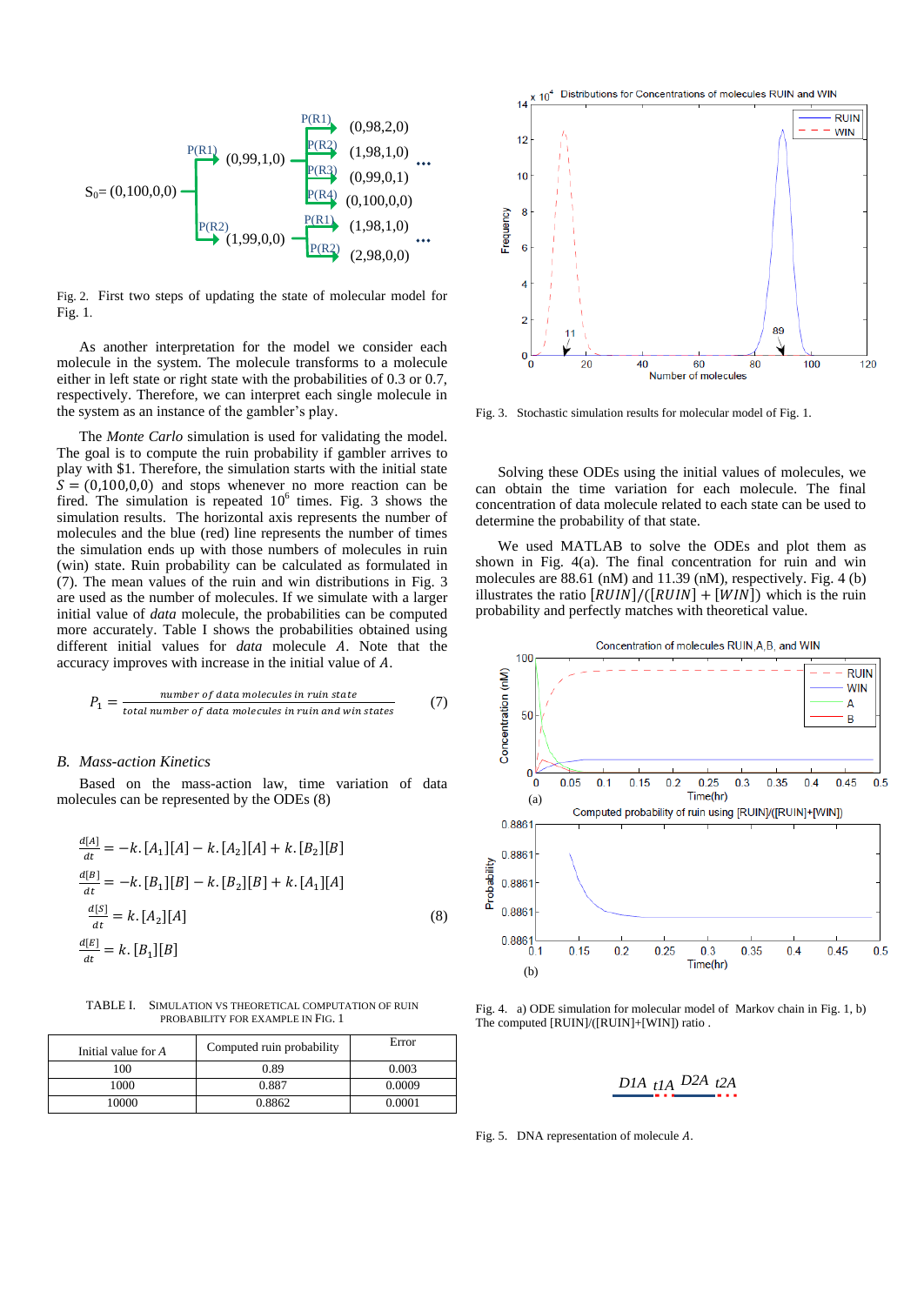Fig. 2. First two steps of updating the state of molecular model for Fig. 1.

As another interpretation for the model we consider each molecule in the system. The molecule transforms to a molecule either in left state or right state with the probabilities of 0.3 or 0.7, respectively. Therefore, we can interpret each single molecule in the system as an instance of the gambler's play.

The *Monte Carlo* simulation is used for validating the model. The goal is to compute the ruin probability if gambler arrives to play with \$1. Therefore, the simulation starts with the initial state $S = (0,100,0,0)$ and stops whenever no more reaction can be fired. The simulation is repeated $10^6$ times. Fig. 3 shows the simulation results. The horizontal axis represents the number of molecules and the blue (red) line represents the number of times the simulation ends up with those numbers of molecules in ruin (win) state. Ruin probability can be computed as formulated in (7). The mean values of the ruin and win distributions in Fig. 3 are used as the number of molecules. If we simulate with a larger initial value of *data* molecule, the probabilities can be computed more accurately. Table I shows the probabilities obtained using different initial values for *data* molecule $A$. Note that the accuracy improves with increase in the initial value of $A$.

$$P_1 = \frac{\textit{number of data molecules in ruin state}}{\textit{total number of data molecules in ruin and win states}} \tag{7}$$

### B. Mass-action Kinetics

Based on the mass-action law, time variation of data molecules can be represented by the ODEs (8)

$$\begin{aligned}
\frac{d[A]}{dt} &= -k.[A_1][A] - k.[A_2][A] + k.[B_2][B] \\
\frac{d[B]}{dt} &= -k.[B_1][B] - k.[B_2][B] + k.[A_1][A] \\
\frac{d[S]}{dt} &= k.[A_2][A] \\
\frac{d[E]}{dt} &= k.[B_1][B]
\end{aligned} \tag{8}$$

TABLE I. SIMULATION VS THEORETICAL COMPUTATION OF RUIN PROBABILITY FOR EXAMPLE IN FIG. 1

| Initial value for $A$ | Computed ruin probability | Error |
|---|---|---|
| 100 | 0.89 | 0.003 |
| 1000 | 0.887 | 0.0009 |
| 10000 | 0.8862 | 0.0001 |

Fig. 3. Stochastic simulation results for molecular model of Fig. 1.

Solving these ODEs using the initial values of molecules, we can obtain the time variation for each molecule. The final concentration of data molecule related to each state can be used to determine the probability of that state.

We used MATLAB to solve the ODEs and plot them as shown in Fig. 4(a). The final concentration for ruin and win molecules are 88.61 (nM) and 11.39 (nM), respectively. Fig. 4 (b) illustrates the ratio $[RUIN]/([RUIN] + [WIN])$ which is the ruin probability and perfectly matches with theoretical value.

Fig. 4. a) ODE simulation for molecular model of Markov chain in Fig. 1, b) The computed [RUIN]/([RUIN]+[WIN]) ratio .

Fig. 5. DNA representation of molecule $A$.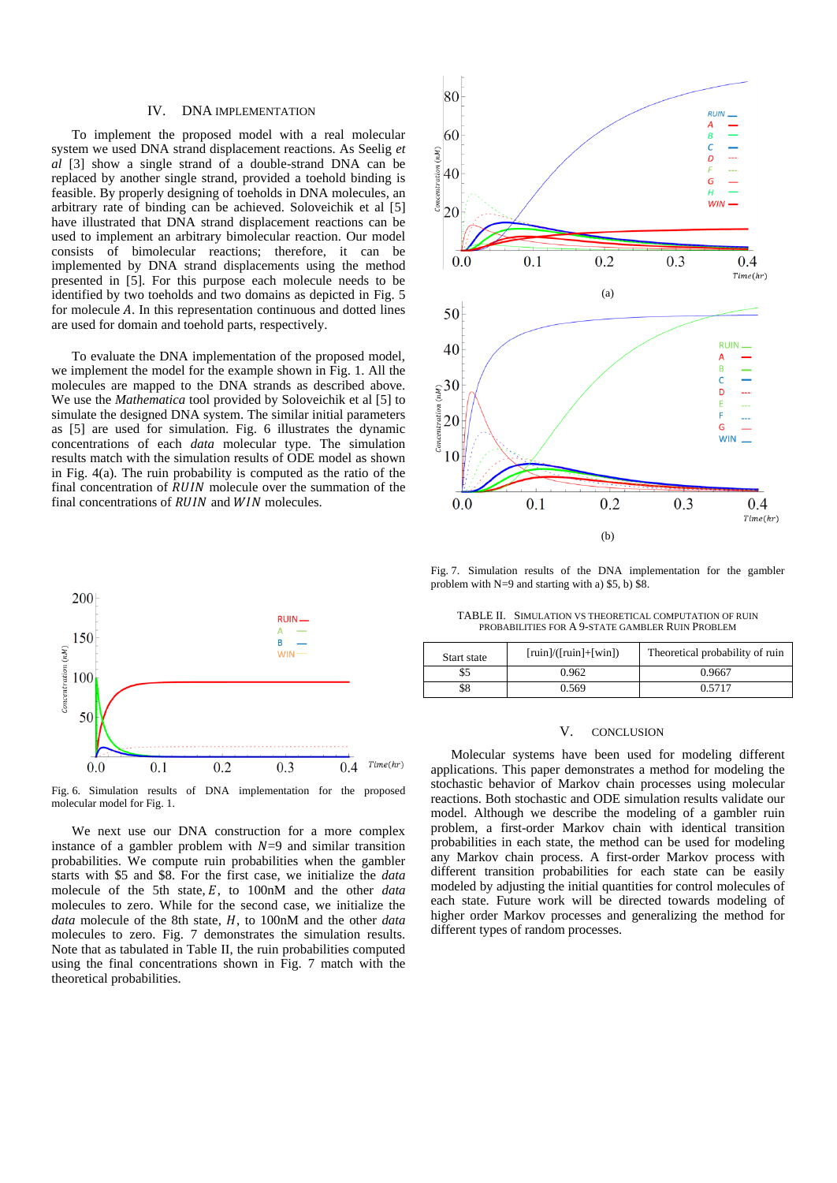## IV. DNA IMPLEMENTATION

To implement the proposed model with a real molecular system we used DNA strand displacement reactions. As Seelig *et al* [3] show a single strand of a double-strand DNA can be replaced by another single strand, provided a toehold binding is feasible. By properly designing of toeholds in DNA molecules, an arbitrary rate of binding can be achieved. Soloveichik et al [5] have illustrated that DNA strand displacement reactions can be used to implement an arbitrary bimolecular reaction. Our model consists of bimolecular reactions; therefore, it can be implemented by DNA strand displacements using the method presented in [5]. For this purpose each molecule needs to be identified by two toeholds and two domains as depicted in Fig. 5 for molecule $A$. In this representation continuous and dotted lines are used for domain and toehold parts, respectively.

To evaluate the DNA implementation of the proposed model, we implement the model for the example shown in Fig. 1. All the molecules are mapped to the DNA strands as described above. We use the *Mathematica* tool provided by Soloveichik et al [5] to simulate the designed DNA system. The similar initial parameters as [5] are used for simulation. Fig. 6 illustrates the dynamic concentrations of each *data* molecular type. The simulation results match with the simulation results of ODE model as shown in Fig. 4(a). The ruin probability is computed as the ratio of the final concentration of $RUIN$ molecule over the summation of the final concentrations of $RUIN$ and $WIN$ molecules.

Fig. 6. Simulation results of DNA implementation for the proposed molecular model for Fig. 1.

We next use our DNA construction for a more complex instance of a gambler problem with $N$=9 and similar transition probabilities. We compute ruin probabilities when the gambler starts with \$5 and \$8. For the first case, we initialize the *data* molecule of the 5th state, $E$, to 100nM and the other *data* molecules to zero. While for the second case, we initialize the *data* molecule of the 8th state, $H$, to 100nM and the other *data* molecules to zero. Fig. 7 demonstrates the simulation results. Note that as tabulated in Table II, the ruin probabilities computed using the final concentrations shown in Fig. 7 match with the theoretical probabilities.

Fig. 7. Simulation results of the DNA implementation for the gambler problem with N=9 and starting with a) \$5, b) \$8.

TABLE II. SIMULATION VS THEORETICAL COMPUTATION OF RUIN PROBABILITIES FOR A 9-STATE GAMBLER RUIN PROBLEM

| Start state | [ruin]/([ruin]+[win]) | Theoretical probability of ruin |
|---|---|---|
| \$5 | 0.962 | 0.9667 |
| \$8 | 0.569 | 0.5717 |

## V. CONCLUSION

Molecular systems have been used for modeling different applications. This paper demonstrates a method for modeling the stochastic behavior of Markov chain processes using molecular reactions. Both stochastic and ODE simulation results validate our model. Although we describe the modeling of a gambler ruin problem, a first-order Markov chain with identical transition probabilities in each state, the method can be used for modeling any Markov chain process. A first-order Markov process with different transition probabilities for each state can be easily modeled by adjusting the initial quantities for control molecules of each state. Future work will be directed towards modeling of higher order Markov processes and generalizing the method for different types of random processes.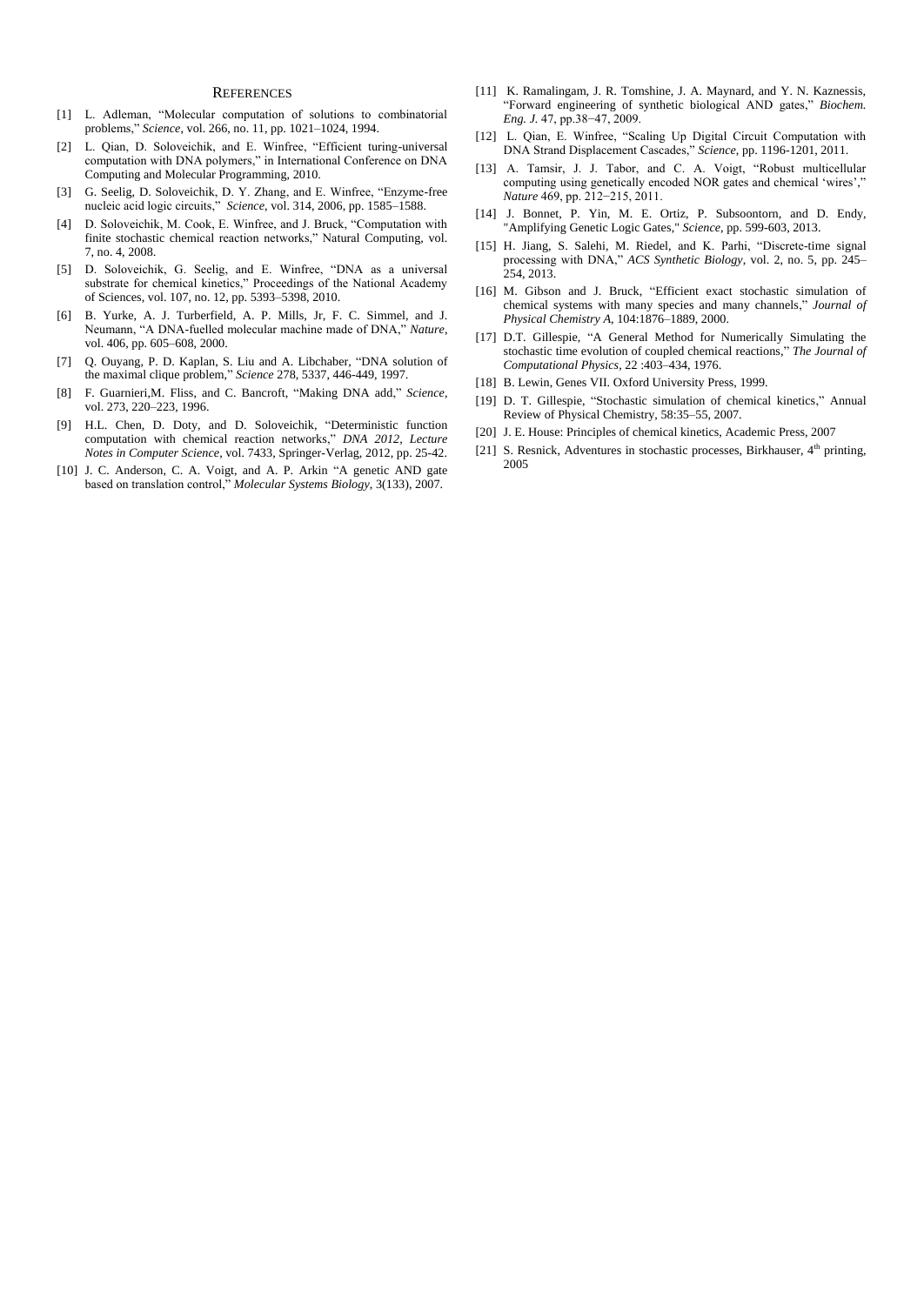# References

[1] L. Adleman, "Molecular computation of solutions to combinatorial problems," *Science*, vol. 266, no. 11, pp. 1021–1024, 1994.

[2] L. Qian, D. Soloveichik, and E. Winfree, "Efficient turing-universal computation with DNA polymers," in International Conference on DNA Computing and Molecular Programming, 2010.

[3] G. Seelig, D. Soloveichik, D. Y. Zhang, and E. Winfree, "Enzyme-free nucleic acid logic circuits," *Science*, vol. 314, 2006, pp. 1585–1588.

[4] D. Soloveichik, M. Cook, E. Winfree, and J. Bruck, "Computation with finite stochastic chemical reaction networks," Natural Computing, vol. 7, no. 4, 2008.

[5] D. Soloveichik, G. Seelig, and E. Winfree, "DNA as a universal substrate for chemical kinetics," Proceedings of the National Academy of Sciences, vol. 107, no. 12, pp. 5393–5398, 2010.

[6] B. Yurke, A. J. Turberfield, A. P. Mills, Jr, F. C. Simmel, and J. Neumann, "A DNA-fuelled molecular machine made of DNA," *Nature*, vol. 406, pp. 605–608, 2000.

[7] Q. Ouyang, P. D. Kaplan, S. Liu and A. Libchaber, "DNA solution of the maximal clique problem," *Science* 278, 5337, 446-449, 1997.

[8] F. Guarnieri,M. Fliss, and C. Bancroft, "Making DNA add," *Science*, vol. 273, 220–223, 1996.

[9] H.L. Chen, D. Doty, and D. Soloveichik, "Deterministic function computation with chemical reaction networks," *DNA 2012, Lecture Notes in Computer Science*, vol. 7433, Springer-Verlag, 2012, pp. 25-42.

[10] J. C. Anderson, C. A. Voigt, and A. P. Arkin "A genetic AND gate based on translation control," *Molecular Systems Biology*, 3(133), 2007.

[11] K. Ramalingam, J. R. Tomshine, J. A. Maynard, and Y. N. Kaznessis, "Forward engineering of synthetic biological AND gates," *Biochem. Eng. J.* 47, pp.38−47, 2009.

[12] L. Qian, E. Winfree, "Scaling Up Digital Circuit Computation with DNA Strand Displacement Cascades," *Science*, pp. 1196-1201, 2011.

[13] A. Tamsir, J. J. Tabor, and C. A. Voigt, "Robust multicellular computing using genetically encoded NOR gates and chemical 'wires'," *Nature* 469, pp. 212−215, 2011.

[14] J. Bonnet, P. Yin, M. E. Ortiz, P. Subsoontorn, and D. Endy, "Amplifying Genetic Logic Gates," *Science*, pp. 599-603, 2013.

[15] H. Jiang, S. Salehi, M. Riedel, and K. Parhi, "Discrete-time signal processing with DNA," *ACS Synthetic Biology*, vol. 2, no. 5, pp. 245–254, 2013.

[16] M. Gibson and J. Bruck, "Efficient exact stochastic simulation of chemical systems with many species and many channels," *Journal of Physical Chemistry A*, 104:1876–1889, 2000.

[17] D.T. Gillespie, "A General Method for Numerically Simulating the stochastic time evolution of coupled chemical reactions," *The Journal of Computational Physics*, 22 :403–434, 1976.

[18] B. Lewin, Genes VII. Oxford University Press, 1999.

[19] D. T. Gillespie, "Stochastic simulation of chemical kinetics," Annual Review of Physical Chemistry, 58:35–55, 2007.

[20] J. E. House: Principles of chemical kinetics, Academic Press, 2007

[21] S. Resnick, Adventures in stochastic processes, Birkhauser, 4th printing, 2005